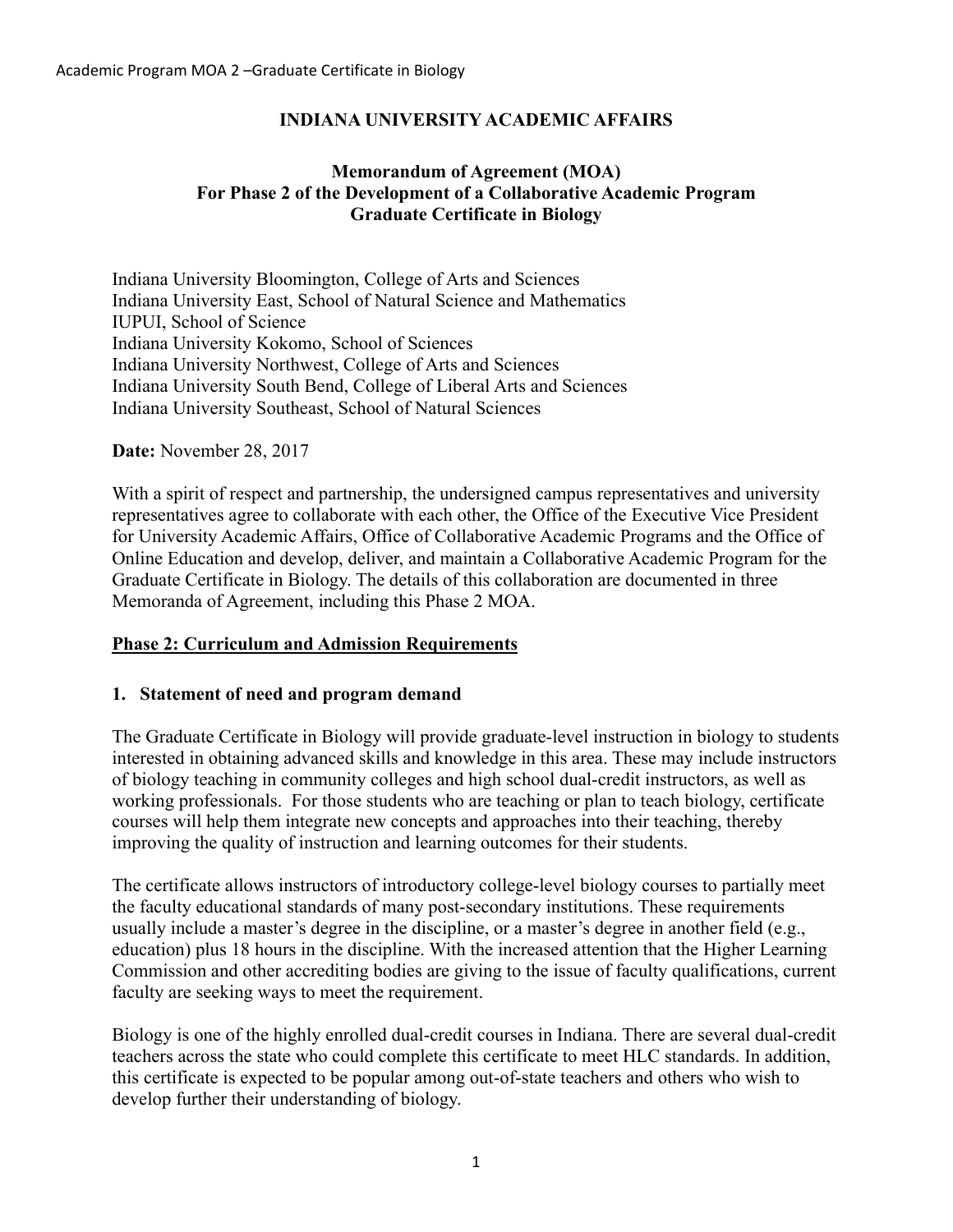**INDIANA UNIVERSITY ACADEMIC AFFAIRS**

# Memorandum of Agreement (MOA) For Phase 2 of the Development of a Collaborative Academic Program Graduate Certificate in Biology

Indiana University Bloomington, College of Arts and Sciences
Indiana University East, School of Natural Science and Mathematics
IUPUI, School of Science
Indiana University Kokomo, School of Sciences
Indiana University Northwest, College of Arts and Sciences
Indiana University South Bend, College of Liberal Arts and Sciences
Indiana University Southeast, School of Natural Sciences

**Date:** November 28, 2017

With a spirit of respect and partnership, the undersigned campus representatives and university representatives agree to collaborate with each other, the Office of the Executive Vice President for University Academic Affairs, Office of Collaborative Academic Programs and the Office of Online Education and develop, deliver, and maintain a Collaborative Academic Program for the Graduate Certificate in Biology. The details of this collaboration are documented in three Memoranda of Agreement, including this Phase 2 MOA.

## Phase 2: Curriculum and Admission Requirements

### 1. Statement of need and program demand

The Graduate Certificate in Biology will provide graduate-level instruction in biology to students interested in obtaining advanced skills and knowledge in this area. These may include instructors of biology teaching in community colleges and high school dual-credit instructors, as well as working professionals. For those students who are teaching or plan to teach biology, certificate courses will help them integrate new concepts and approaches into their teaching, thereby improving the quality of instruction and learning outcomes for their students.

The certificate allows instructors of introductory college-level biology courses to partially meet the faculty educational standards of many post-secondary institutions. These requirements usually include a master's degree in the discipline, or a master's degree in another field (e.g., education) plus 18 hours in the discipline. With the increased attention that the Higher Learning Commission and other accrediting bodies are giving to the issue of faculty qualifications, current faculty are seeking ways to meet the requirement.

Biology is one of the highly enrolled dual-credit courses in Indiana. There are several dual-credit teachers across the state who could complete this certificate to meet HLC standards. In addition, this certificate is expected to be popular among out-of-state teachers and others who wish to develop further their understanding of biology.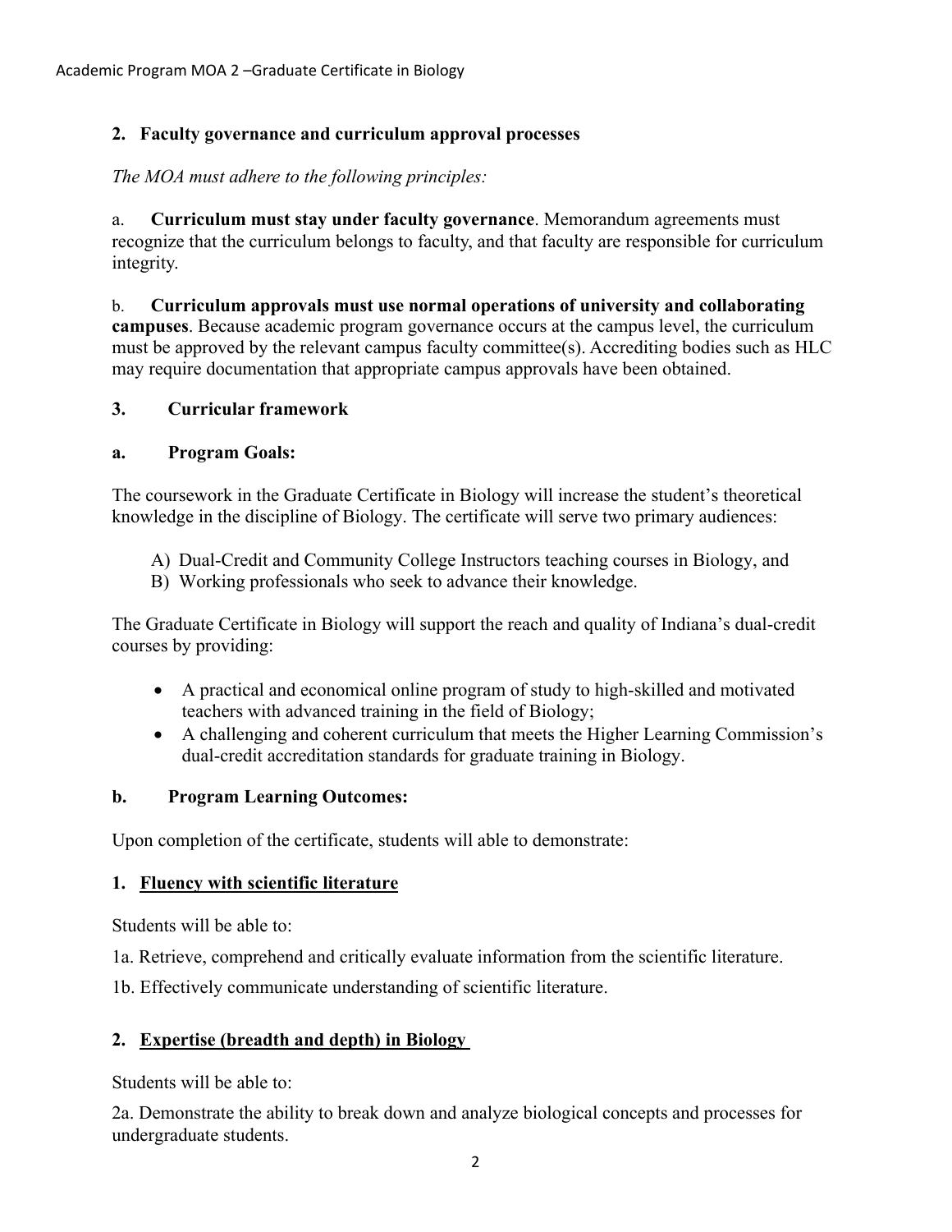## 2. Faculty governance and curriculum approval processes

*The MOA must adhere to the following principles:*

a. **Curriculum must stay under faculty governance**. Memorandum agreements must recognize that the curriculum belongs to faculty, and that faculty are responsible for curriculum integrity.

b. **Curriculum approvals must use normal operations of university and collaborating campuses**. Because academic program governance occurs at the campus level, the curriculum must be approved by the relevant campus faculty committee(s). Accrediting bodies such as HLC may require documentation that appropriate campus approvals have been obtained.

## 3. Curricular framework

### a. Program Goals:

The coursework in the Graduate Certificate in Biology will increase the student's theoretical knowledge in the discipline of Biology. The certificate will serve two primary audiences:

A) Dual-Credit and Community College Instructors teaching courses in Biology, and
B) Working professionals who seek to advance their knowledge.

The Graduate Certificate in Biology will support the reach and quality of Indiana's dual-credit courses by providing:

- A practical and economical online program of study to high-skilled and motivated teachers with advanced training in the field of Biology;
- A challenging and coherent curriculum that meets the Higher Learning Commission's dual-credit accreditation standards for graduate training in Biology.

### b. Program Learning Outcomes:

Upon completion of the certificate, students will able to demonstrate:

#### 1. Fluency with scientific literature

Students will be able to:

1a. Retrieve, comprehend and critically evaluate information from the scientific literature.

1b. Effectively communicate understanding of scientific literature.

#### 2. Expertise (breadth and depth) in Biology

Students will be able to:

2a. Demonstrate the ability to break down and analyze biological concepts and processes for undergraduate students.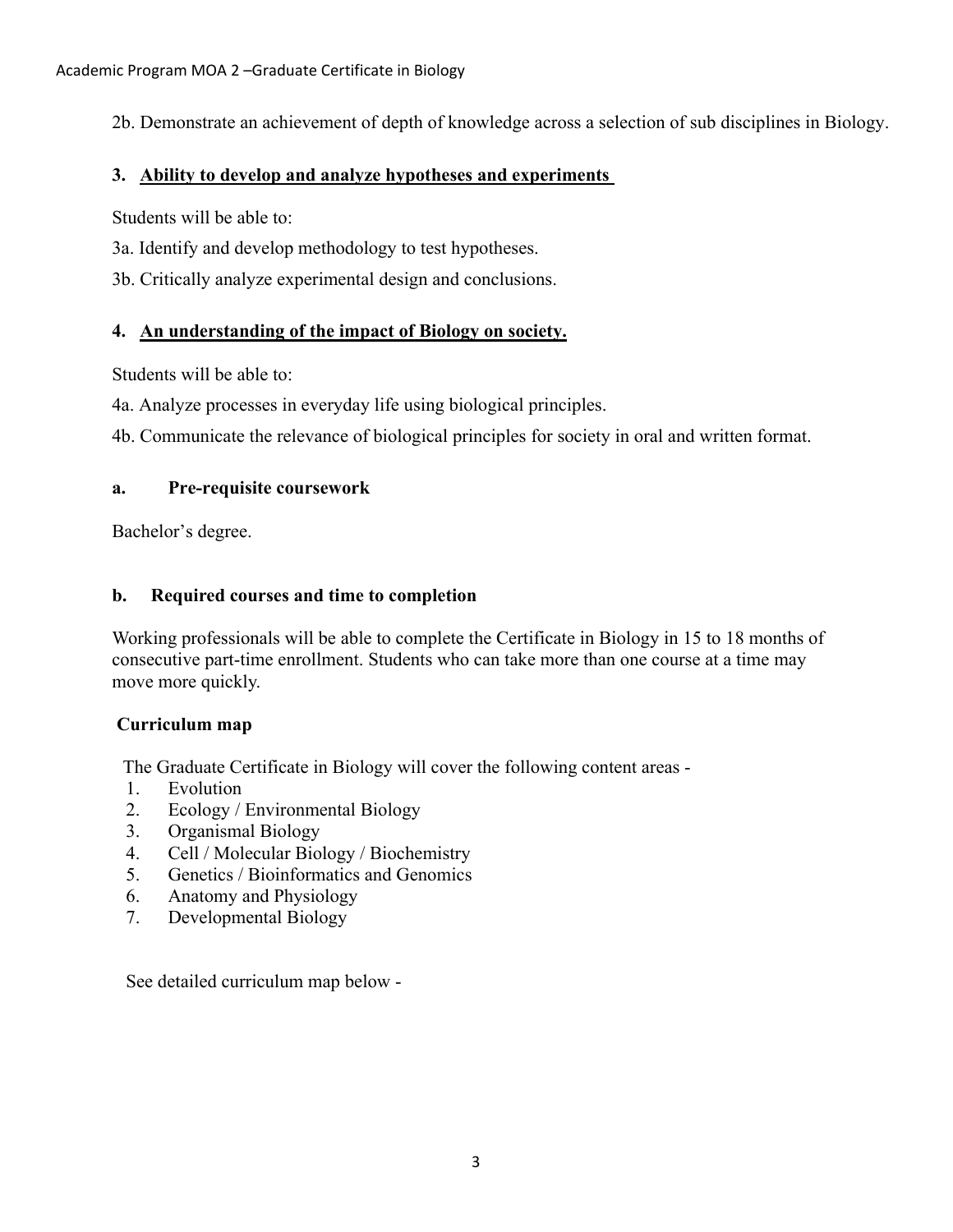2b. Demonstrate an achievement of depth of knowledge across a selection of sub disciplines in Biology.

### 3. Ability to develop and analyze hypotheses and experiments

Students will be able to:

3a. Identify and develop methodology to test hypotheses.

3b. Critically analyze experimental design and conclusions.

### 4. An understanding of the impact of Biology on society.

Students will be able to:

4a. Analyze processes in everyday life using biological principles.

4b. Communicate the relevance of biological principles for society in oral and written format.

### a. Pre-requisite coursework

Bachelor's degree.

### b. Required courses and time to completion

Working professionals will be able to complete the Certificate in Biology in 15 to 18 months of consecutive part-time enrollment. Students who can take more than one course at a time may move more quickly.

### Curriculum map

The Graduate Certificate in Biology will cover the following content areas -

1. Evolution
2. Ecology / Environmental Biology
3. Organismal Biology
4. Cell / Molecular Biology / Biochemistry
5. Genetics / Bioinformatics and Genomics
6. Anatomy and Physiology
7. Developmental Biology

See detailed curriculum map below -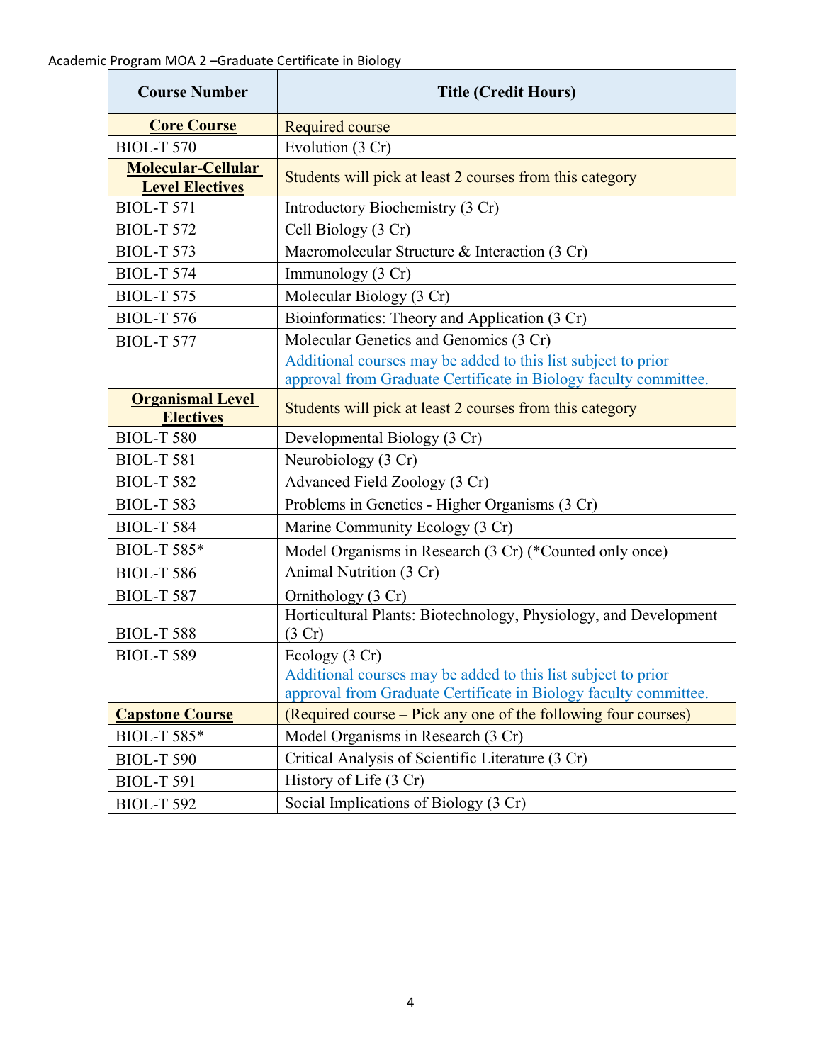Academic Program MOA 2 –Graduate Certificate in Biology

| Course Number | Title (Credit Hours) |
| --- | --- |
| **Core Course** | Required course |
| BIOL-T 570 | Evolution (3 Cr) |
| **Molecular-Cellular Level Electives** | Students will pick at least 2 courses from this category |
| BIOL-T 571 | Introductory Biochemistry (3 Cr) |
| BIOL-T 572 | Cell Biology (3 Cr) |
| BIOL-T 573 | Macromolecular Structure & Interaction (3 Cr) |
| BIOL-T 574 | Immunology (3 Cr) |
| BIOL-T 575 | Molecular Biology (3 Cr) |
| BIOL-T 576 | Bioinformatics: Theory and Application (3 Cr) |
| BIOL-T 577 | Molecular Genetics and Genomics (3 Cr) |
| | Additional courses may be added to this list subject to prior approval from Graduate Certificate in Biology faculty committee. |
| **Organismal Level Electives** | Students will pick at least 2 courses from this category |
| BIOL-T 580 | Developmental Biology (3 Cr) |
| BIOL-T 581 | Neurobiology (3 Cr) |
| BIOL-T 582 | Advanced Field Zoology (3 Cr) |
| BIOL-T 583 | Problems in Genetics - Higher Organisms (3 Cr) |
| BIOL-T 584 | Marine Community Ecology (3 Cr) |
| BIOL-T 585* | Model Organisms in Research (3 Cr) (*Counted only once) |
| BIOL-T 586 | Animal Nutrition (3 Cr) |
| BIOL-T 587 | Ornithology (3 Cr) |
| BIOL-T 588 | Horticultural Plants: Biotechnology, Physiology, and Development (3 Cr) |
| BIOL-T 589 | Ecology (3 Cr) |
| | Additional courses may be added to this list subject to prior approval from Graduate Certificate in Biology faculty committee. |
| **Capstone Course** | (Required course – Pick any one of the following four courses) |
| BIOL-T 585* | Model Organisms in Research (3 Cr) |
| BIOL-T 590 | Critical Analysis of Scientific Literature (3 Cr) |
| BIOL-T 591 | History of Life (3 Cr) |
| BIOL-T 592 | Social Implications of Biology (3 Cr) |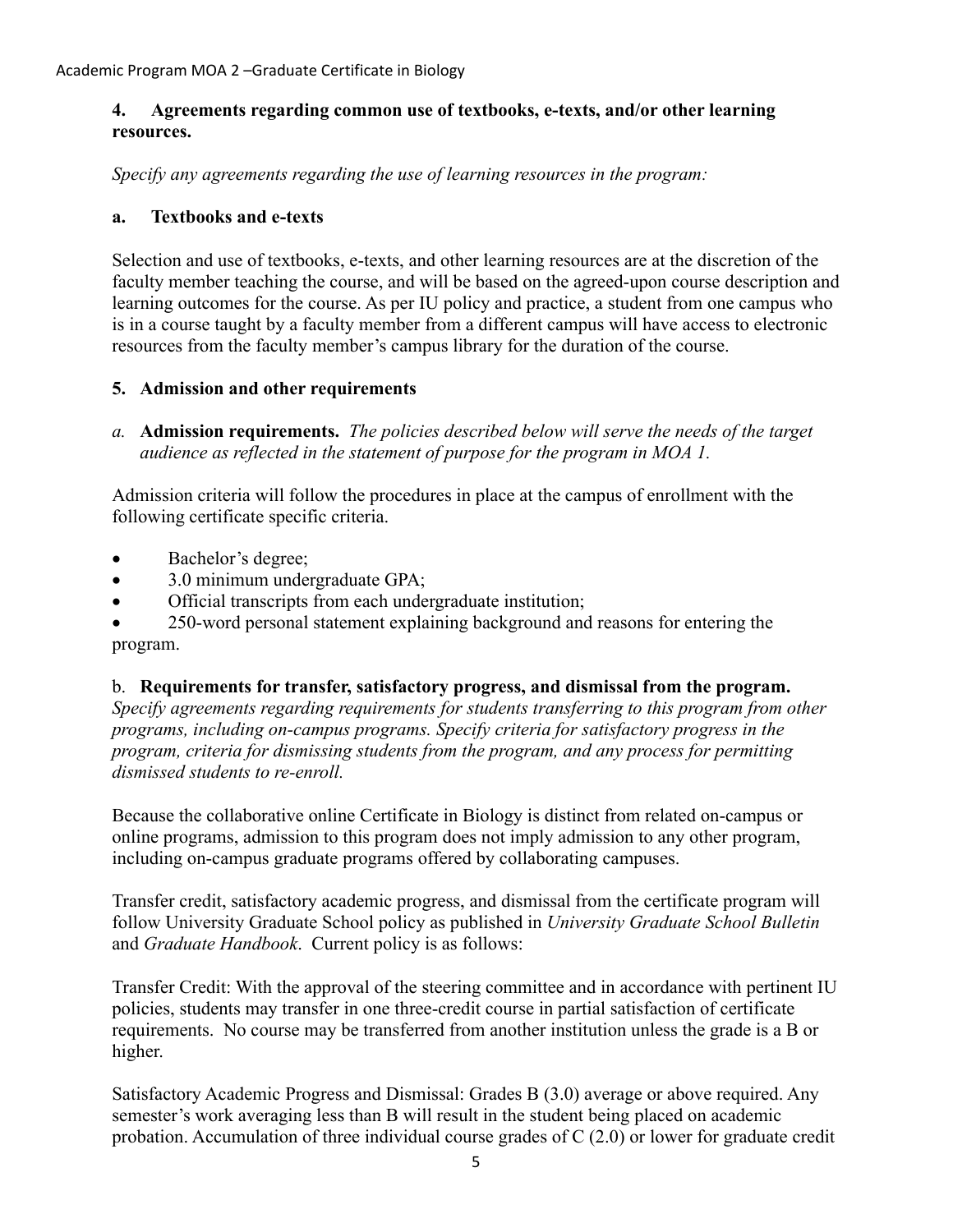**4. Agreements regarding common use of textbooks, e-texts, and/or other learning resources.**

*Specify any agreements regarding the use of learning resources in the program:*

**a. Textbooks and e-texts**

Selection and use of textbooks, e-texts, and other learning resources are at the discretion of the faculty member teaching the course, and will be based on the agreed-upon course description and learning outcomes for the course. As per IU policy and practice, a student from one campus who is in a course taught by a faculty member from a different campus will have access to electronic resources from the faculty member's campus library for the duration of the course.

**5. Admission and other requirements**

*a.* **Admission requirements.** *The policies described below will serve the needs of the target audience as reflected in the statement of purpose for the program in MOA 1.*

Admission criteria will follow the procedures in place at the campus of enrollment with the following certificate specific criteria.

- Bachelor's degree;
- 3.0 minimum undergraduate GPA;
- Official transcripts from each undergraduate institution;
- 250-word personal statement explaining background and reasons for entering the program.

b. **Requirements for transfer, satisfactory progress, and dismissal from the program.** *Specify agreements regarding requirements for students transferring to this program from other programs, including on-campus programs. Specify criteria for satisfactory progress in the program, criteria for dismissing students from the program, and any process for permitting dismissed students to re-enroll.*

Because the collaborative online Certificate in Biology is distinct from related on-campus or online programs, admission to this program does not imply admission to any other program, including on-campus graduate programs offered by collaborating campuses.

Transfer credit, satisfactory academic progress, and dismissal from the certificate program will follow University Graduate School policy as published in *University Graduate School Bulletin* and *Graduate Handbook*. Current policy is as follows:

Transfer Credit: With the approval of the steering committee and in accordance with pertinent IU policies, students may transfer in one three-credit course in partial satisfaction of certificate requirements. No course may be transferred from another institution unless the grade is a B or higher.

Satisfactory Academic Progress and Dismissal: Grades B (3.0) average or above required. Any semester's work averaging less than B will result in the student being placed on academic probation. Accumulation of three individual course grades of C (2.0) or lower for graduate credit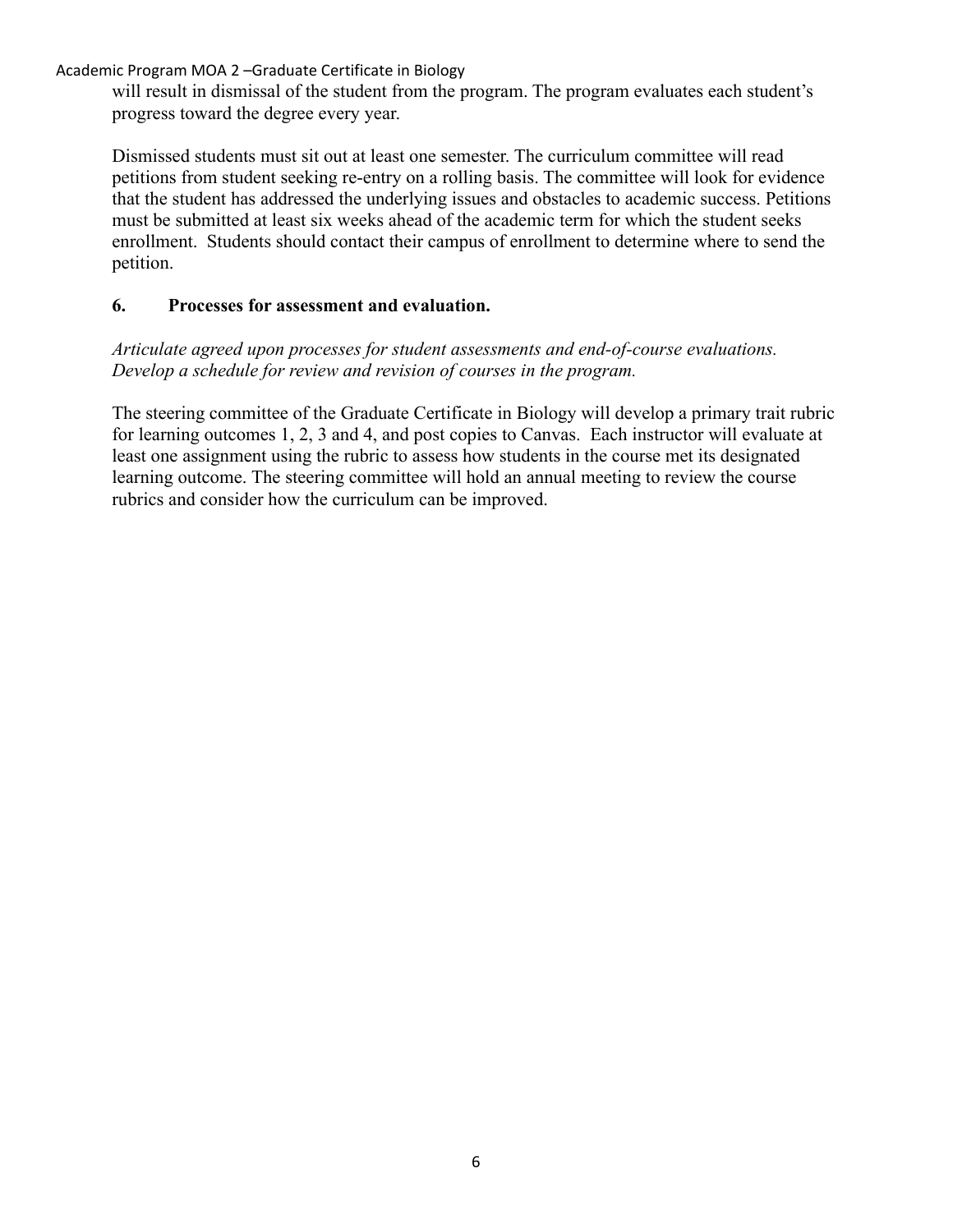will result in dismissal of the student from the program. The program evaluates each student's progress toward the degree every year.

Dismissed students must sit out at least one semester. The curriculum committee will read petitions from student seeking re-entry on a rolling basis. The committee will look for evidence that the student has addressed the underlying issues and obstacles to academic success. Petitions must be submitted at least six weeks ahead of the academic term for which the student seeks enrollment. Students should contact their campus of enrollment to determine where to send the petition.

### 6. Processes for assessment and evaluation.

*Articulate agreed upon processes for student assessments and end-of-course evaluations. Develop a schedule for review and revision of courses in the program.*

The steering committee of the Graduate Certificate in Biology will develop a primary trait rubric for learning outcomes 1, 2, 3 and 4, and post copies to Canvas. Each instructor will evaluate at least one assignment using the rubric to assess how students in the course met its designated learning outcome. The steering committee will hold an annual meeting to review the course rubrics and consider how the curriculum can be improved.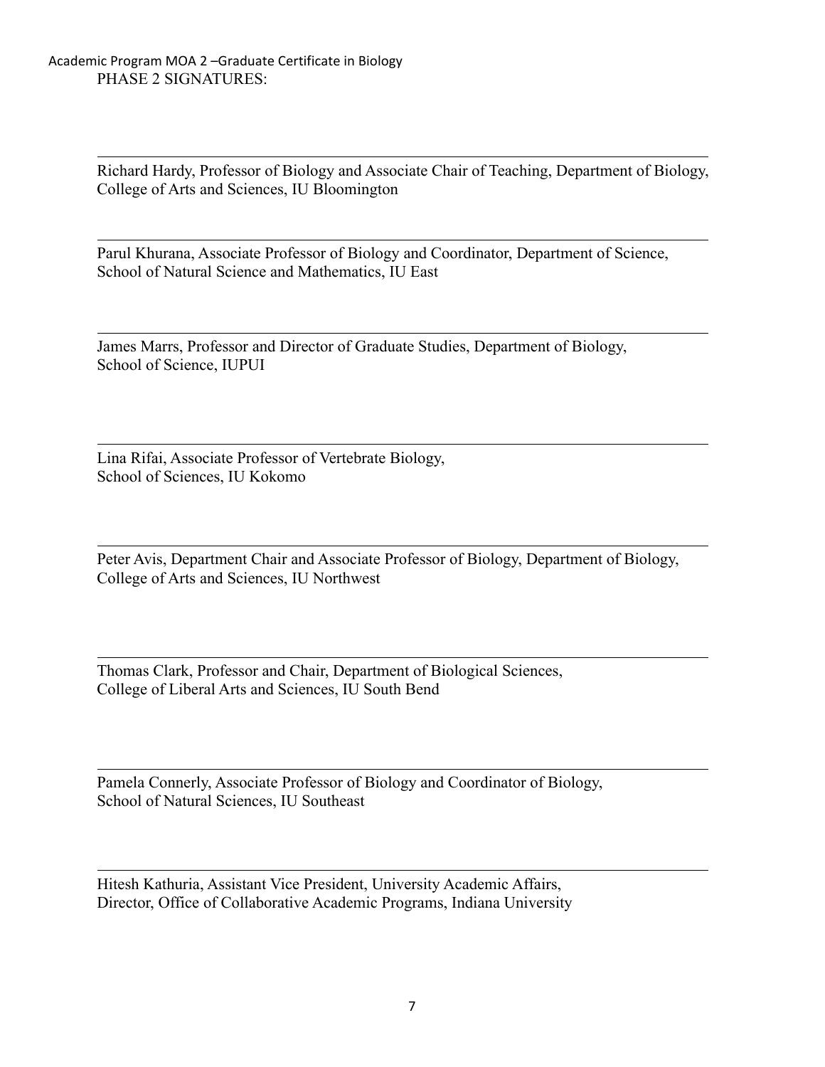PHASE 2 SIGNATURES:

---

Richard Hardy, Professor of Biology and Associate Chair of Teaching, Department of Biology, College of Arts and Sciences, IU Bloomington

---

Parul Khurana, Associate Professor of Biology and Coordinator, Department of Science, School of Natural Science and Mathematics, IU East

---

James Marrs, Professor and Director of Graduate Studies, Department of Biology, School of Science, IUPUI

---

Lina Rifai, Associate Professor of Vertebrate Biology, School of Sciences, IU Kokomo

---

Peter Avis, Department Chair and Associate Professor of Biology, Department of Biology, College of Arts and Sciences, IU Northwest

---

Thomas Clark, Professor and Chair, Department of Biological Sciences, College of Liberal Arts and Sciences, IU South Bend

---

Pamela Connerly, Associate Professor of Biology and Coordinator of Biology, School of Natural Sciences, IU Southeast

---

Hitesh Kathuria, Assistant Vice President, University Academic Affairs, Director, Office of Collaborative Academic Programs, Indiana University